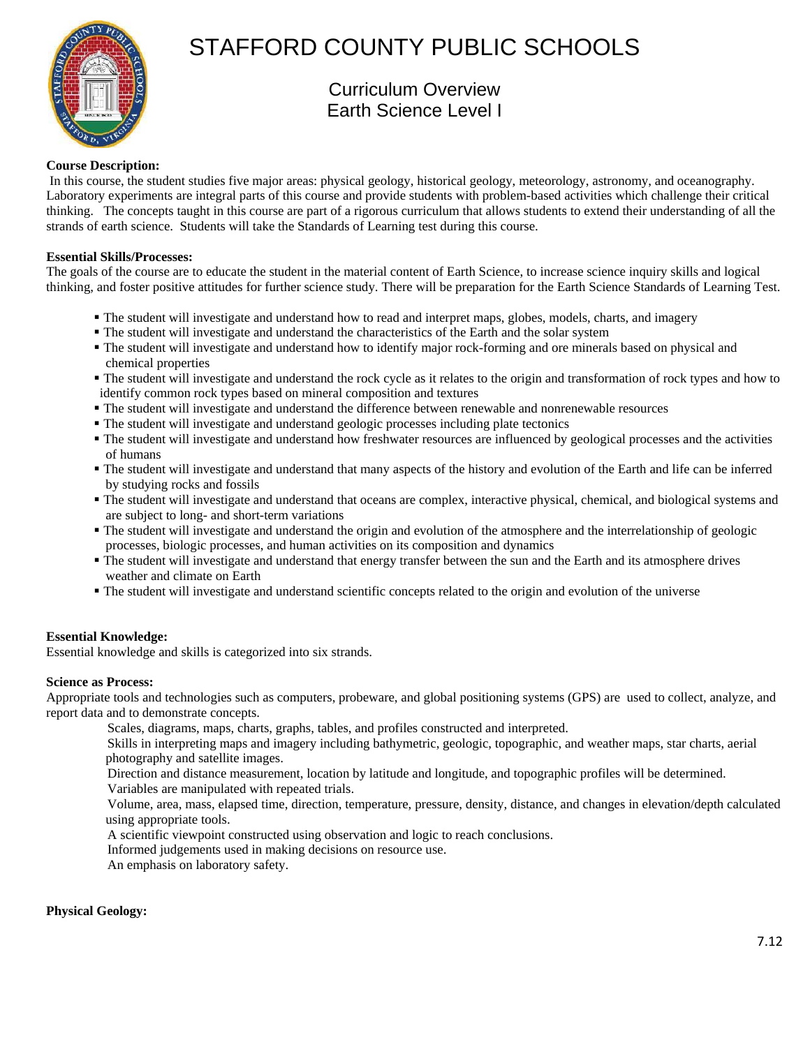# STAFFORD COUNTY PUBLIC SCHOOLS

## Curriculum Overview
## Earth Science Level I

**Course Description:**

In this course, the student studies five major areas: physical geology, historical geology, meteorology, astronomy, and oceanography. Laboratory experiments are integral parts of this course and provide students with problem-based activities which challenge their critical thinking. The concepts taught in this course are part of a rigorous curriculum that allows students to extend their understanding of all the strands of earth science. Students will take the Standards of Learning test during this course.

**Essential Skills/Processes:**

The goals of the course are to educate the student in the material content of Earth Science, to increase science inquiry skills and logical thinking, and foster positive attitudes for further science study. There will be preparation for the Earth Science Standards of Learning Test.

- The student will investigate and understand how to read and interpret maps, globes, models, charts, and imagery
- The student will investigate and understand the characteristics of the Earth and the solar system
- The student will investigate and understand how to identify major rock-forming and ore minerals based on physical and chemical properties
- The student will investigate and understand the rock cycle as it relates to the origin and transformation of rock types and how to identify common rock types based on mineral composition and textures
- The student will investigate and understand the difference between renewable and nonrenewable resources
- The student will investigate and understand geologic processes including plate tectonics
- The student will investigate and understand how freshwater resources are influenced by geological processes and the activities of humans
- The student will investigate and understand that many aspects of the history and evolution of the Earth and life can be inferred by studying rocks and fossils
- The student will investigate and understand that oceans are complex, interactive physical, chemical, and biological systems and are subject to long- and short-term variations
- The student will investigate and understand the origin and evolution of the atmosphere and the interrelationship of geologic processes, biologic processes, and human activities on its composition and dynamics
- The student will investigate and understand that energy transfer between the sun and the Earth and its atmosphere drives weather and climate on Earth
- The student will investigate and understand scientific concepts related to the origin and evolution of the universe

**Essential Knowledge:**

Essential knowledge and skills is categorized into six strands.

**Science as Process:**

Appropriate tools and technologies such as computers, probeware, and global positioning systems (GPS) are used to collect, analyze, and report data and to demonstrate concepts.

Scales, diagrams, maps, charts, graphs, tables, and profiles constructed and interpreted.

Skills in interpreting maps and imagery including bathymetric, geologic, topographic, and weather maps, star charts, aerial photography and satellite images.

Direction and distance measurement, location by latitude and longitude, and topographic profiles will be determined.

Variables are manipulated with repeated trials.

Volume, area, mass, elapsed time, direction, temperature, pressure, density, distance, and changes in elevation/depth calculated using appropriate tools.

A scientific viewpoint constructed using observation and logic to reach conclusions.

Informed judgements used in making decisions on resource use.

An emphasis on laboratory safety.

**Physical Geology:**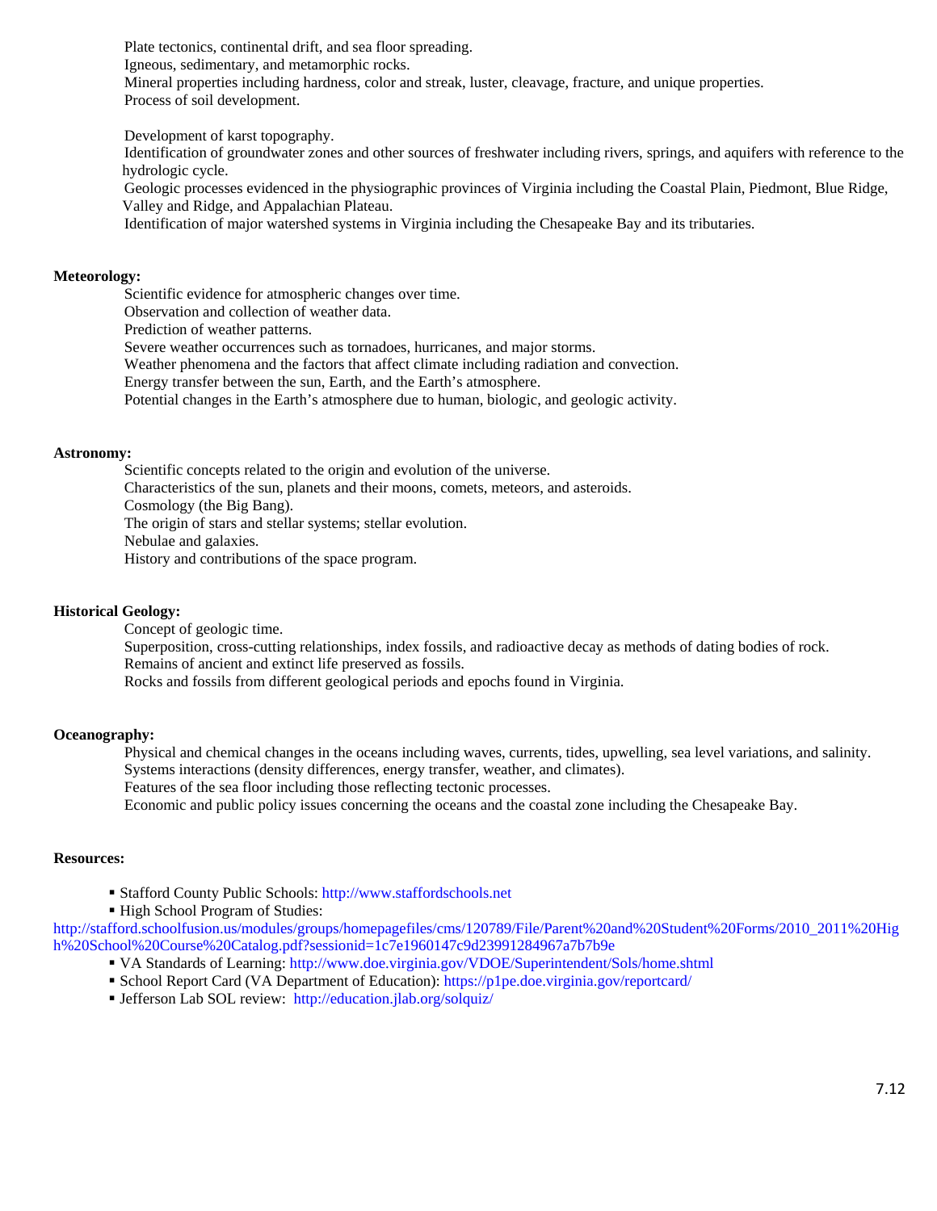Plate tectonics, continental drift, and sea floor spreading.
Igneous, sedimentary, and metamorphic rocks.
Mineral properties including hardness, color and streak, luster, cleavage, fracture, and unique properties.
Process of soil development.

Development of karst topography.
Identification of groundwater zones and other sources of freshwater including rivers, springs, and aquifers with reference to the hydrologic cycle.
Geologic processes evidenced in the physiographic provinces of Virginia including the Coastal Plain, Piedmont, Blue Ridge, Valley and Ridge, and Appalachian Plateau.
Identification of major watershed systems in Virginia including the Chesapeake Bay and its tributaries.

**Meteorology:**

Scientific evidence for atmospheric changes over time.
Observation and collection of weather data.
Prediction of weather patterns.
Severe weather occurrences such as tornadoes, hurricanes, and major storms.
Weather phenomena and the factors that affect climate including radiation and convection.
Energy transfer between the sun, Earth, and the Earth's atmosphere.
Potential changes in the Earth's atmosphere due to human, biologic, and geologic activity.

**Astronomy:**

Scientific concepts related to the origin and evolution of the universe.
Characteristics of the sun, planets and their moons, comets, meteors, and asteroids.
Cosmology (the Big Bang).
The origin of stars and stellar systems; stellar evolution.
Nebulae and galaxies.
History and contributions of the space program.

**Historical Geology:**

Concept of geologic time.
Superposition, cross-cutting relationships, index fossils, and radioactive decay as methods of dating bodies of rock.
Remains of ancient and extinct life preserved as fossils.
Rocks and fossils from different geological periods and epochs found in Virginia.

**Oceanography:**

Physical and chemical changes in the oceans including waves, currents, tides, upwelling, sea level variations, and salinity.
Systems interactions (density differences, energy transfer, weather, and climates).
Features of the sea floor including those reflecting tectonic processes.
Economic and public policy issues concerning the oceans and the coastal zone including the Chesapeake Bay.

**Resources:**

- Stafford County Public Schools: http://www.staffordschools.net
- High School Program of Studies: http://stafford.schoolfusion.us/modules/groups/homepagefiles/cms/120789/File/Parent%20and%20Student%20Forms/2010_2011%20High%20School%20Course%20Catalog.pdf?sessionid=1c7e1960147c9d23991284967a7b7b9e
- VA Standards of Learning: http://www.doe.virginia.gov/VDOE/Superintendent/Sols/home.shtml
- School Report Card (VA Department of Education): https://p1pe.doe.virginia.gov/reportcard/
- Jefferson Lab SOL review: http://education.jlab.org/solquiz/